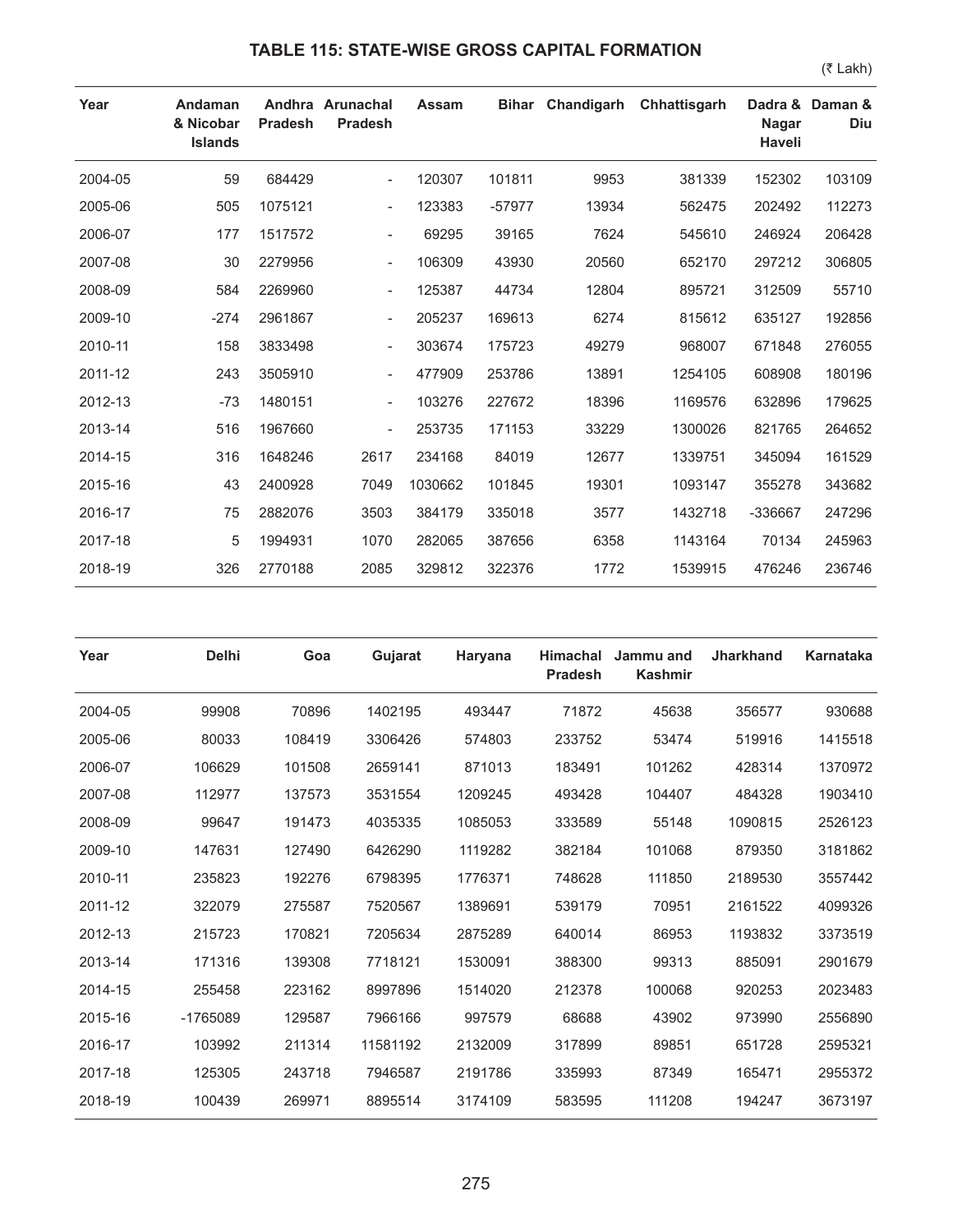# TABLE 115: STATE-WISE GROSS CAPITAL FORMATION

(₹ Lakh)

| Year | Andaman & Nicobar Islands | Andhra Pradesh | Arunachal Pradesh | Assam | Bihar | Chandigarh | Chhattisgarh | Dadra & Nagar Haveli | Daman & Diu |
|---|---|---|---|---|---|---|---|---|---|
| 2004-05 | 59 | 684429 | - | 120307 | 101811 | 9953 | 381339 | 152302 | 103109 |
| 2005-06 | 505 | 1075121 | - | 123383 | -57977 | 13934 | 562475 | 202492 | 112273 |
| 2006-07 | 177 | 1517572 | - | 69295 | 39165 | 7624 | 545610 | 246924 | 206428 |
| 2007-08 | 30 | 2279956 | - | 106309 | 43930 | 20560 | 652170 | 297212 | 306805 |
| 2008-09 | 584 | 2269960 | - | 125387 | 44734 | 12804 | 895721 | 312509 | 55710 |
| 2009-10 | -274 | 2961867 | - | 205237 | 169613 | 6274 | 815612 | 635127 | 192856 |
| 2010-11 | 158 | 3833498 | - | 303674 | 175723 | 49279 | 968007 | 671848 | 276055 |
| 2011-12 | 243 | 3505910 | - | 477909 | 253786 | 13891 | 1254105 | 608908 | 180196 |
| 2012-13 | -73 | 1480151 | - | 103276 | 227672 | 18396 | 1169576 | 632896 | 179625 |
| 2013-14 | 516 | 1967660 | - | 253735 | 171153 | 33229 | 1300026 | 821765 | 264652 |
| 2014-15 | 316 | 1648246 | 2617 | 234168 | 84019 | 12677 | 1339751 | 345094 | 161529 |
| 2015-16 | 43 | 2400928 | 7049 | 1030662 | 101845 | 19301 | 1093147 | 355278 | 343682 |
| 2016-17 | 75 | 2882076 | 3503 | 384179 | 335018 | 3577 | 1432718 | -336667 | 247296 |
| 2017-18 | 5 | 1994931 | 1070 | 282065 | 387656 | 6358 | 1143164 | 70134 | 245963 |
| 2018-19 | 326 | 2770188 | 2085 | 329812 | 322376 | 1772 | 1539915 | 476246 | 236746 |

| Year | Delhi | Goa | Gujarat | Haryana | Himachal Pradesh | Jammu and Kashmir | Jharkhand | Karnataka |
|---|---|---|---|---|---|---|---|---|
| 2004-05 | 99908 | 70896 | 1402195 | 493447 | 71872 | 45638 | 356577 | 930688 |
| 2005-06 | 80033 | 108419 | 3306426 | 574803 | 233752 | 53474 | 519916 | 1415518 |
| 2006-07 | 106629 | 101508 | 2659141 | 871013 | 183491 | 101262 | 428314 | 1370972 |
| 2007-08 | 112977 | 137573 | 3531554 | 1209245 | 493428 | 104407 | 484328 | 1903410 |
| 2008-09 | 99647 | 191473 | 4035335 | 1085053 | 333589 | 55148 | 1090815 | 2526123 |
| 2009-10 | 147631 | 127490 | 6426290 | 1119282 | 382184 | 101068 | 879350 | 3181862 |
| 2010-11 | 235823 | 192276 | 6798395 | 1776371 | 748628 | 111850 | 2189530 | 3557442 |
| 2011-12 | 322079 | 275587 | 7520567 | 1389691 | 539179 | 70951 | 2161522 | 4099326 |
| 2012-13 | 215723 | 170821 | 7205634 | 2875289 | 640014 | 86953 | 1193832 | 3373519 |
| 2013-14 | 171316 | 139308 | 7718121 | 1530091 | 388300 | 99313 | 885091 | 2901679 |
| 2014-15 | 255458 | 223162 | 8997896 | 1514020 | 212378 | 100068 | 920253 | 2023483 |
| 2015-16 | -1765089 | 129587 | 7966166 | 997579 | 68688 | 43902 | 973990 | 2556890 |
| 2016-17 | 103992 | 211314 | 11581192 | 2132009 | 317899 | 89851 | 651728 | 2595321 |
| 2017-18 | 125305 | 243718 | 7946587 | 2191786 | 335993 | 87349 | 165471 | 2955372 |
| 2018-19 | 100439 | 269971 | 8895514 | 3174109 | 583595 | 111208 | 194247 | 3673197 |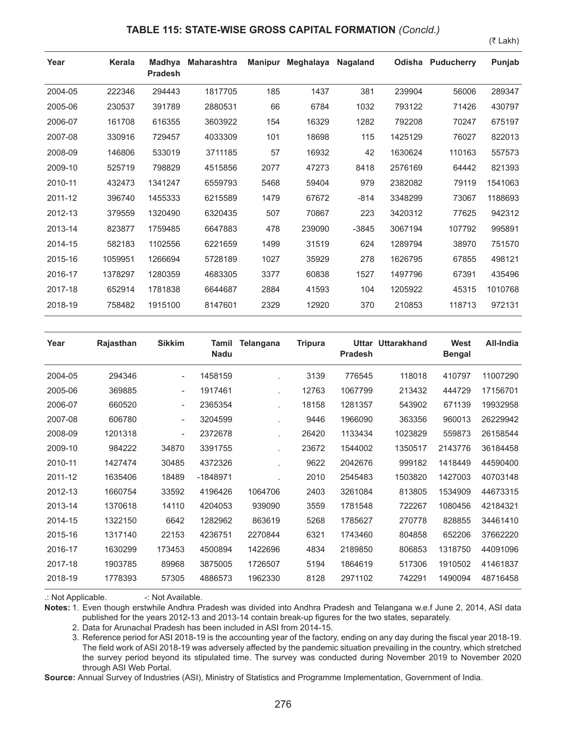## TABLE 115: STATE-WISE GROSS CAPITAL FORMATION *(Concld.)*

(₹ Lakh)

| Year | Kerala | Madhya Pradesh | Maharashtra | Manipur | Meghalaya | Nagaland | Odisha | Puducherry | Punjab |
|---|---|---|---|---|---|---|---|---|---|
| 2004-05 | 222346 | 294443 | 1817705 | 185 | 1437 | 381 | 239904 | 56006 | 289347 |
| 2005-06 | 230537 | 391789 | 2880531 | 66 | 6784 | 1032 | 793122 | 71426 | 430797 |
| 2006-07 | 161708 | 616355 | 3603922 | 154 | 16329 | 1282 | 792208 | 70247 | 675197 |
| 2007-08 | 330916 | 729457 | 4033309 | 101 | 18698 | 115 | 1425129 | 76027 | 822013 |
| 2008-09 | 146806 | 533019 | 3711185 | 57 | 16932 | 42 | 1630624 | 110163 | 557573 |
| 2009-10 | 525719 | 798829 | 4515856 | 2077 | 47273 | 8418 | 2576169 | 64442 | 821393 |
| 2010-11 | 432473 | 1341247 | 6559793 | 5468 | 59404 | 979 | 2382082 | 79119 | 1541063 |
| 2011-12 | 396740 | 1455333 | 6215589 | 1479 | 67672 | -814 | 3348299 | 73067 | 1188693 |
| 2012-13 | 379559 | 1320490 | 6320435 | 507 | 70867 | 223 | 3420312 | 77625 | 942312 |
| 2013-14 | 823877 | 1759485 | 6647883 | 478 | 239090 | -3845 | 3067194 | 107792 | 995891 |
| 2014-15 | 582183 | 1102556 | 6221659 | 1499 | 31519 | 624 | 1289794 | 38970 | 751570 |
| 2015-16 | 1059951 | 1266694 | 5728189 | 1027 | 35929 | 278 | 1626795 | 67855 | 498121 |
| 2016-17 | 1378297 | 1280359 | 4683305 | 3377 | 60838 | 1527 | 1497796 | 67391 | 435496 |
| 2017-18 | 652914 | 1781838 | 6644687 | 2884 | 41593 | 104 | 1205922 | 45315 | 1010768 |
| 2018-19 | 758482 | 1915100 | 8147601 | 2329 | 12920 | 370 | 210853 | 118713 | 972131 |

| Year | Rajasthan | Sikkim | Tamil Nadu | Telangana | Tripura | Uttar Pradesh | Uttarakhand | West Bengal | All-India |
|---|---|---|---|---|---|---|---|---|---|
| 2004-05 | 294346 | - | 1458159 | . | 3139 | 776545 | 118018 | 410797 | 11007290 |
| 2005-06 | 369885 | - | 1917461 | . | 12763 | 1067799 | 213432 | 444729 | 17156701 |
| 2006-07 | 660520 | - | 2365354 | . | 18158 | 1281357 | 543902 | 671139 | 19932958 |
| 2007-08 | 606780 | - | 3204599 | . | 9446 | 1966090 | 363356 | 960013 | 26229942 |
| 2008-09 | 1201318 | - | 2372678 | . | 26420 | 1133434 | 1023829 | 559873 | 26158544 |
| 2009-10 | 984222 | 34870 | 3391755 | . | 23672 | 1544002 | 1350517 | 2143776 | 36184458 |
| 2010-11 | 1427474 | 30485 | 4372326 | . | 9622 | 2042676 | 999182 | 1418449 | 44590400 |
| 2011-12 | 1635406 | 18489 | -1848971 | . | 2010 | 2545483 | 1503820 | 1427003 | 40703148 |
| 2012-13 | 1660754 | 33592 | 4196426 | 1064706 | 2403 | 3261084 | 813805 | 1534909 | 44673315 |
| 2013-14 | 1370618 | 14110 | 4204053 | 939090 | 3559 | 1781548 | 722267 | 1080456 | 42184321 |
| 2014-15 | 1322150 | 6642 | 1282962 | 863619 | 5268 | 1785627 | 270778 | 828855 | 34461410 |
| 2015-16 | 1317140 | 22153 | 4236751 | 2270844 | 6321 | 1743460 | 804858 | 652206 | 37662220 |
| 2016-17 | 1630299 | 173453 | 4500894 | 1422696 | 4834 | 2189850 | 806853 | 1318750 | 44091096 |
| 2017-18 | 1903785 | 89968 | 3875005 | 1726507 | 5194 | 1864619 | 517306 | 1910502 | 41461837 |
| 2018-19 | 1778393 | 57305 | 4886573 | 1962330 | 8128 | 2971102 | 742291 | 1490094 | 48716458 |

.: Not Applicable. -: Not Available.

**Notes:** 1. Even though erstwhile Andhra Pradesh was divided into Andhra Pradesh and Telangana w.e.f June 2, 2014, ASI data published for the years 2012-13 and 2013-14 contain break-up figures for the two states, separately.

2. Data for Arunachal Pradesh has been included in ASI from 2014-15.

3. Reference period for ASI 2018-19 is the accounting year of the factory, ending on any day during the fiscal year 2018-19. The field work of ASI 2018-19 was adversely affected by the pandemic situation prevailing in the country, which stretched the survey period beyond its stipulated time. The survey was conducted during November 2019 to November 2020 through ASI Web Portal.

**Source:** Annual Survey of Industries (ASI), Ministry of Statistics and Programme Implementation, Government of India.